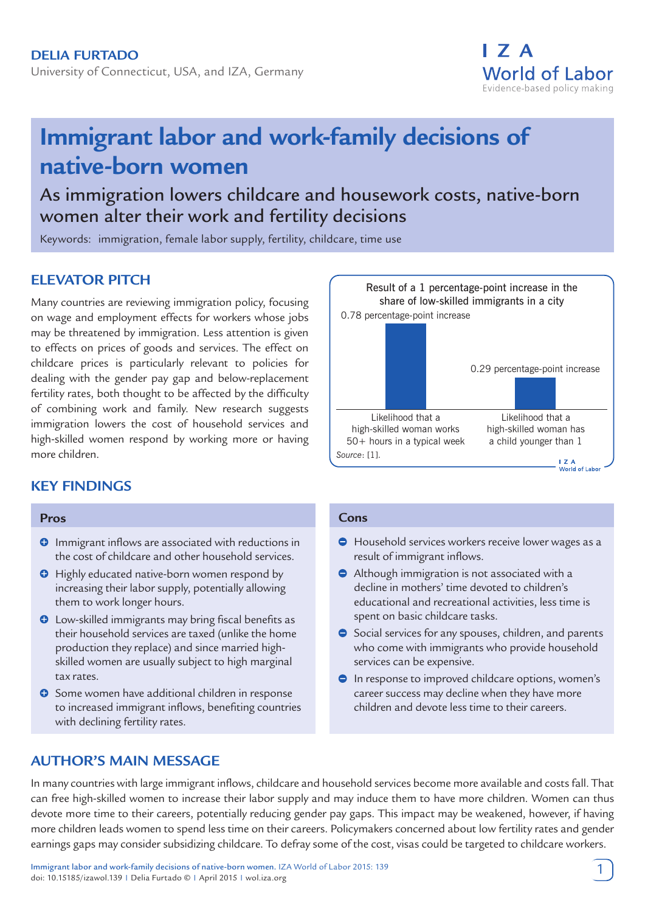**DELIA FURTADO**

University of Connecticut, USA, and IZA, Germany

# Immigrant labor and work-family decisions of native-born women

## As immigration lowers childcare and housework costs, native-born women alter their work and fertility decisions

Keywords: immigration, female labor supply, fertility, childcare, time use

## ELEVATOR PITCH

Many countries are reviewing immigration policy, focusing on wage and employment effects for workers whose jobs may be threatened by immigration. Less attention is given to effects on prices of goods and services. The effect on childcare prices is particularly relevant to policies for dealing with the gender pay gap and below-replacement fertility rates, both thought to be affected by the difficulty of combining work and family. New research suggests immigration lowers the cost of household services and high-skilled women respond by working more or having more children.

Result of a 1 percentage-point increase in the share of low-skilled immigrants in a city

| Outcome | Effect |
|---|---|
| Likelihood that a high-skilled woman works 50+ hours in a typical week | 0.78 percentage-point increase |
| Likelihood that a high-skilled woman has a child younger than 1 | 0.29 percentage-point increase |

*Source*: [1].

## KEY FINDINGS

### Pros

- Immigrant inflows are associated with reductions in the cost of childcare and other household services.
- Highly educated native-born women respond by increasing their labor supply, potentially allowing them to work longer hours.
- Low-skilled immigrants may bring fiscal benefits as their household services are taxed (unlike the home production they replace) and since married high-skilled women are usually subject to high marginal tax rates.
- Some women have additional children in response to increased immigrant inflows, benefiting countries with declining fertility rates.

### Cons

- Household services workers receive lower wages as a result of immigrant inflows.
- Although immigration is not associated with a decline in mothers' time devoted to children's educational and recreational activities, less time is spent on basic childcare tasks.
- Social services for any spouses, children, and parents who come with immigrants who provide household services can be expensive.
- In response to improved childcare options, women's career success may decline when they have more children and devote less time to their careers.

## AUTHOR'S MAIN MESSAGE

In many countries with large immigrant inflows, childcare and household services become more available and costs fall. That can free high-skilled women to increase their labor supply and may induce them to have more children. Women can thus devote more time to their careers, potentially reducing gender pay gaps. This impact may be weakened, however, if having more children leads women to spend less time on their careers. Policymakers concerned about low fertility rates and gender earnings gaps may consider subsidizing childcare. To defray some of the cost, visas could be targeted to childcare workers.

Immigrant labor and work-family decisions of native-born women. IZA World of Labor 2015: 139
doi: 10.15185/izawol.139 | Delia Furtado © | April 2015 | wol.iza.org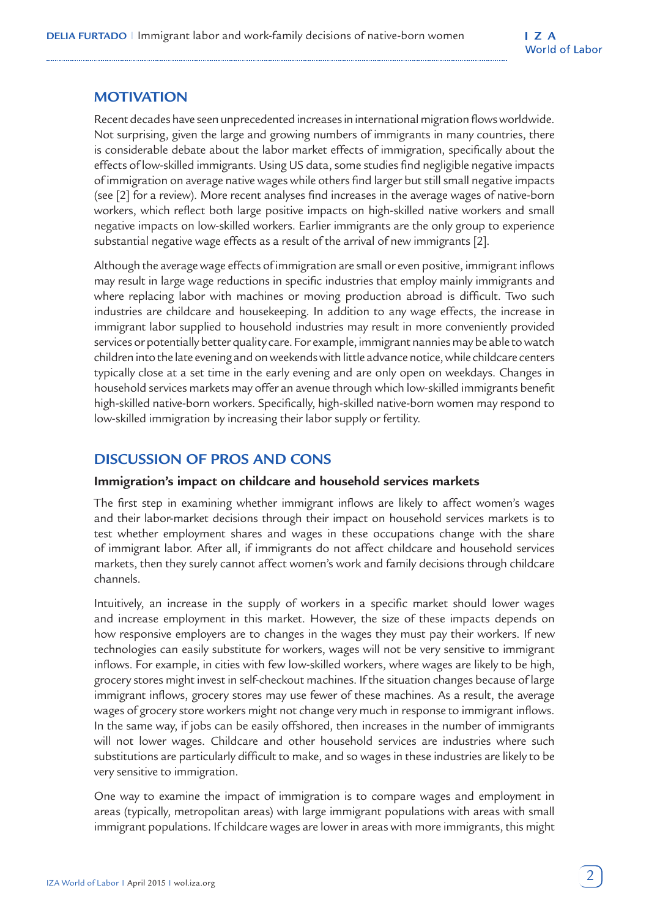## MOTIVATION

Recent decades have seen unprecedented increases in international migration flows worldwide. Not surprising, given the large and growing numbers of immigrants in many countries, there is considerable debate about the labor market effects of immigration, specifically about the effects of low-skilled immigrants. Using US data, some studies find negligible negative impacts of immigration on average native wages while others find larger but still small negative impacts (see [2] for a review). More recent analyses find increases in the average wages of native-born workers, which reflect both large positive impacts on high-skilled native workers and small negative impacts on low-skilled workers. Earlier immigrants are the only group to experience substantial negative wage effects as a result of the arrival of new immigrants [2].

Although the average wage effects of immigration are small or even positive, immigrant inflows may result in large wage reductions in specific industries that employ mainly immigrants and where replacing labor with machines or moving production abroad is difficult. Two such industries are childcare and housekeeping. In addition to any wage effects, the increase in immigrant labor supplied to household industries may result in more conveniently provided services or potentially better quality care. For example, immigrant nannies may be able to watch children into the late evening and on weekends with little advance notice, while childcare centers typically close at a set time in the early evening and are only open on weekdays. Changes in household services markets may offer an avenue through which low-skilled immigrants benefit high-skilled native-born workers. Specifically, high-skilled native-born women may respond to low-skilled immigration by increasing their labor supply or fertility.

## DISCUSSION OF PROS AND CONS

### Immigration's impact on childcare and household services markets

The first step in examining whether immigrant inflows are likely to affect women's wages and their labor-market decisions through their impact on household services markets is to test whether employment shares and wages in these occupations change with the share of immigrant labor. After all, if immigrants do not affect childcare and household services markets, then they surely cannot affect women's work and family decisions through childcare channels.

Intuitively, an increase in the supply of workers in a specific market should lower wages and increase employment in this market. However, the size of these impacts depends on how responsive employers are to changes in the wages they must pay their workers. If new technologies can easily substitute for workers, wages will not be very sensitive to immigrant inflows. For example, in cities with few low-skilled workers, where wages are likely to be high, grocery stores might invest in self-checkout machines. If the situation changes because of large immigrant inflows, grocery stores may use fewer of these machines. As a result, the average wages of grocery store workers might not change very much in response to immigrant inflows. In the same way, if jobs can be easily offshored, then increases in the number of immigrants will not lower wages. Childcare and other household services are industries where such substitutions are particularly difficult to make, and so wages in these industries are likely to be very sensitive to immigration.

One way to examine the impact of immigration is to compare wages and employment in areas (typically, metropolitan areas) with large immigrant populations with areas with small immigrant populations. If childcare wages are lower in areas with more immigrants, this might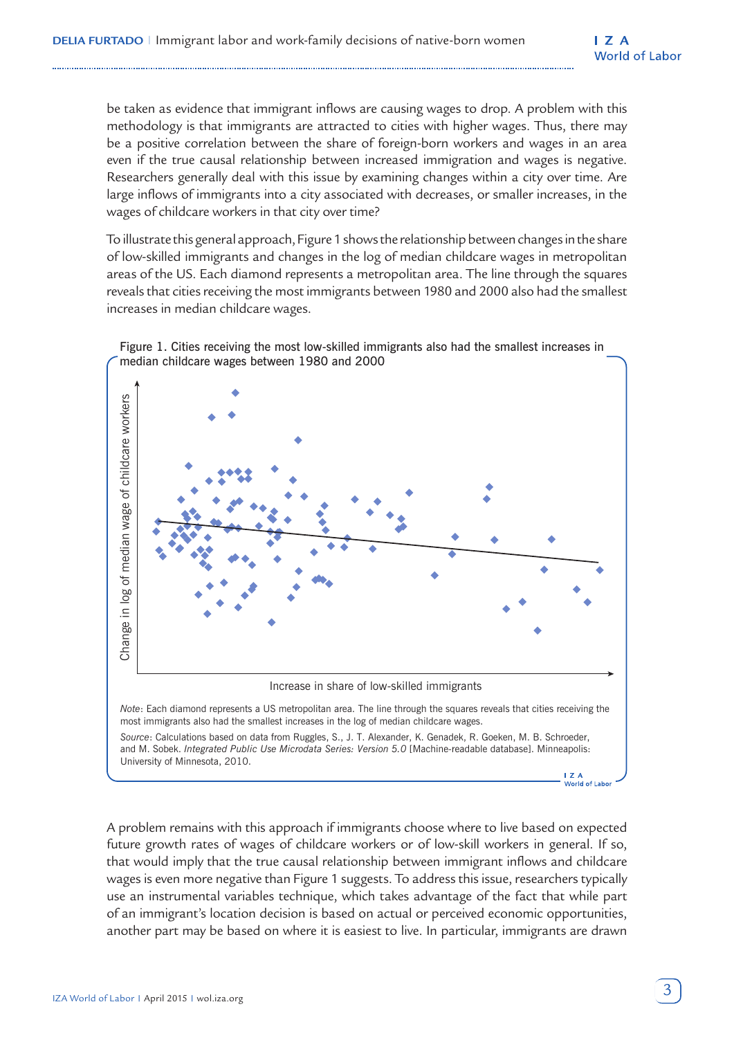be taken as evidence that immigrant inflows are causing wages to drop. A problem with this methodology is that immigrants are attracted to cities with higher wages. Thus, there may be a positive correlation between the share of foreign-born workers and wages in an area even if the true causal relationship between increased immigration and wages is negative. Researchers generally deal with this issue by examining changes within a city over time. Are large inflows of immigrants into a city associated with decreases, or smaller increases, in the wages of childcare workers in that city over time?

To illustrate this general approach, Figure 1 shows the relationship between changes in the share of low-skilled immigrants and changes in the log of median childcare wages in metropolitan areas of the US. Each diamond represents a metropolitan area. The line through the squares reveals that cities receiving the most immigrants between 1980 and 2000 also had the smallest increases in median childcare wages.

Figure 1. Cities receiving the most low-skilled immigrants also had the smallest increases in median childcare wages between 1980 and 2000

*Note*: Each diamond represents a US metropolitan area. The line through the squares reveals that cities receiving the most immigrants also had the smallest increases in the log of median childcare wages.

*Source*: Calculations based on data from Ruggles, S., J. T. Alexander, K. Genadek, R. Goeken, M. B. Schroeder, and M. Sobek. *Integrated Public Use Microdata Series: Version 5.0* [Machine-readable database]. Minneapolis: University of Minnesota, 2010.

A problem remains with this approach if immigrants choose where to live based on expected future growth rates of wages of childcare workers or of low-skill workers in general. If so, that would imply that the true causal relationship between immigrant inflows and childcare wages is even more negative than Figure 1 suggests. To address this issue, researchers typically use an instrumental variables technique, which takes advantage of the fact that while part of an immigrant's location decision is based on actual or perceived economic opportunities, another part may be based on where it is easiest to live. In particular, immigrants are drawn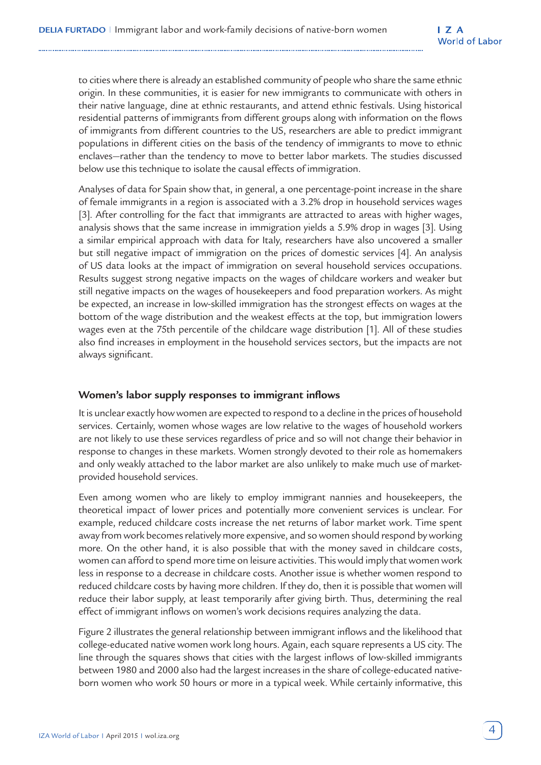to cities where there is already an established community of people who share the same ethnic origin. In these communities, it is easier for new immigrants to communicate with others in their native language, dine at ethnic restaurants, and attend ethnic festivals. Using historical residential patterns of immigrants from different groups along with information on the flows of immigrants from different countries to the US, researchers are able to predict immigrant populations in different cities on the basis of the tendency of immigrants to move to ethnic enclaves—rather than the tendency to move to better labor markets. The studies discussed below use this technique to isolate the causal effects of immigration.

Analyses of data for Spain show that, in general, a one percentage-point increase in the share of female immigrants in a region is associated with a 3.2% drop in household services wages [3]. After controlling for the fact that immigrants are attracted to areas with higher wages, analysis shows that the same increase in immigration yields a 5.9% drop in wages [3]. Using a similar empirical approach with data for Italy, researchers have also uncovered a smaller but still negative impact of immigration on the prices of domestic services [4]. An analysis of US data looks at the impact of immigration on several household services occupations. Results suggest strong negative impacts on the wages of childcare workers and weaker but still negative impacts on the wages of housekeepers and food preparation workers. As might be expected, an increase in low-skilled immigration has the strongest effects on wages at the bottom of the wage distribution and the weakest effects at the top, but immigration lowers wages even at the 75th percentile of the childcare wage distribution [1]. All of these studies also find increases in employment in the household services sectors, but the impacts are not always significant.

### Women's labor supply responses to immigrant inflows

It is unclear exactly how women are expected to respond to a decline in the prices of household services. Certainly, women whose wages are low relative to the wages of household workers are not likely to use these services regardless of price and so will not change their behavior in response to changes in these markets. Women strongly devoted to their role as homemakers and only weakly attached to the labor market are also unlikely to make much use of market-provided household services.

Even among women who are likely to employ immigrant nannies and housekeepers, the theoretical impact of lower prices and potentially more convenient services is unclear. For example, reduced childcare costs increase the net returns of labor market work. Time spent away from work becomes relatively more expensive, and so women should respond by working more. On the other hand, it is also possible that with the money saved in childcare costs, women can afford to spend more time on leisure activities. This would imply that women work less in response to a decrease in childcare costs. Another issue is whether women respond to reduced childcare costs by having more children. If they do, then it is possible that women will reduce their labor supply, at least temporarily after giving birth. Thus, determining the real effect of immigrant inflows on women's work decisions requires analyzing the data.

Figure 2 illustrates the general relationship between immigrant inflows and the likelihood that college-educated native women work long hours. Again, each square represents a US city. The line through the squares shows that cities with the largest inflows of low-skilled immigrants between 1980 and 2000 also had the largest increases in the share of college-educated native-born women who work 50 hours or more in a typical week. While certainly informative, this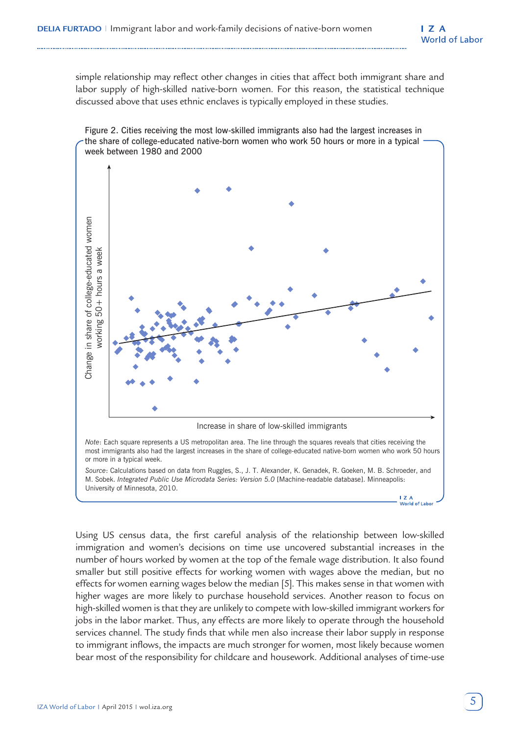simple relationship may reflect other changes in cities that affect both immigrant share and labor supply of high-skilled native-born women. For this reason, the statistical technique discussed above that uses ethnic enclaves is typically employed in these studies.

Figure 2. Cities receiving the most low-skilled immigrants also had the largest increases in the share of college-educated native-born women who work 50 hours or more in a typical week between 1980 and 2000

*Note*: Each square represents a US metropolitan area. The line through the squares reveals that cities receiving the most immigrants also had the largest increases in the share of college-educated native-born women who work 50 hours or more in a typical week.

*Source*: Calculations based on data from Ruggles, S., J. T. Alexander, K. Genadek, R. Goeken, M. B. Schroeder, and M. Sobek. *Integrated Public Use Microdata Series: Version 5.0* [Machine-readable database]. Minneapolis: University of Minnesota, 2010.

Using US census data, the first careful analysis of the relationship between low-skilled immigration and women's decisions on time use uncovered substantial increases in the number of hours worked by women at the top of the female wage distribution. It also found smaller but still positive effects for working women with wages above the median, but no effects for women earning wages below the median [5]. This makes sense in that women with higher wages are more likely to purchase household services. Another reason to focus on high-skilled women is that they are unlikely to compete with low-skilled immigrant workers for jobs in the labor market. Thus, any effects are more likely to operate through the household services channel. The study finds that while men also increase their labor supply in response to immigrant inflows, the impacts are much stronger for women, most likely because women bear most of the responsibility for childcare and housework. Additional analyses of time-use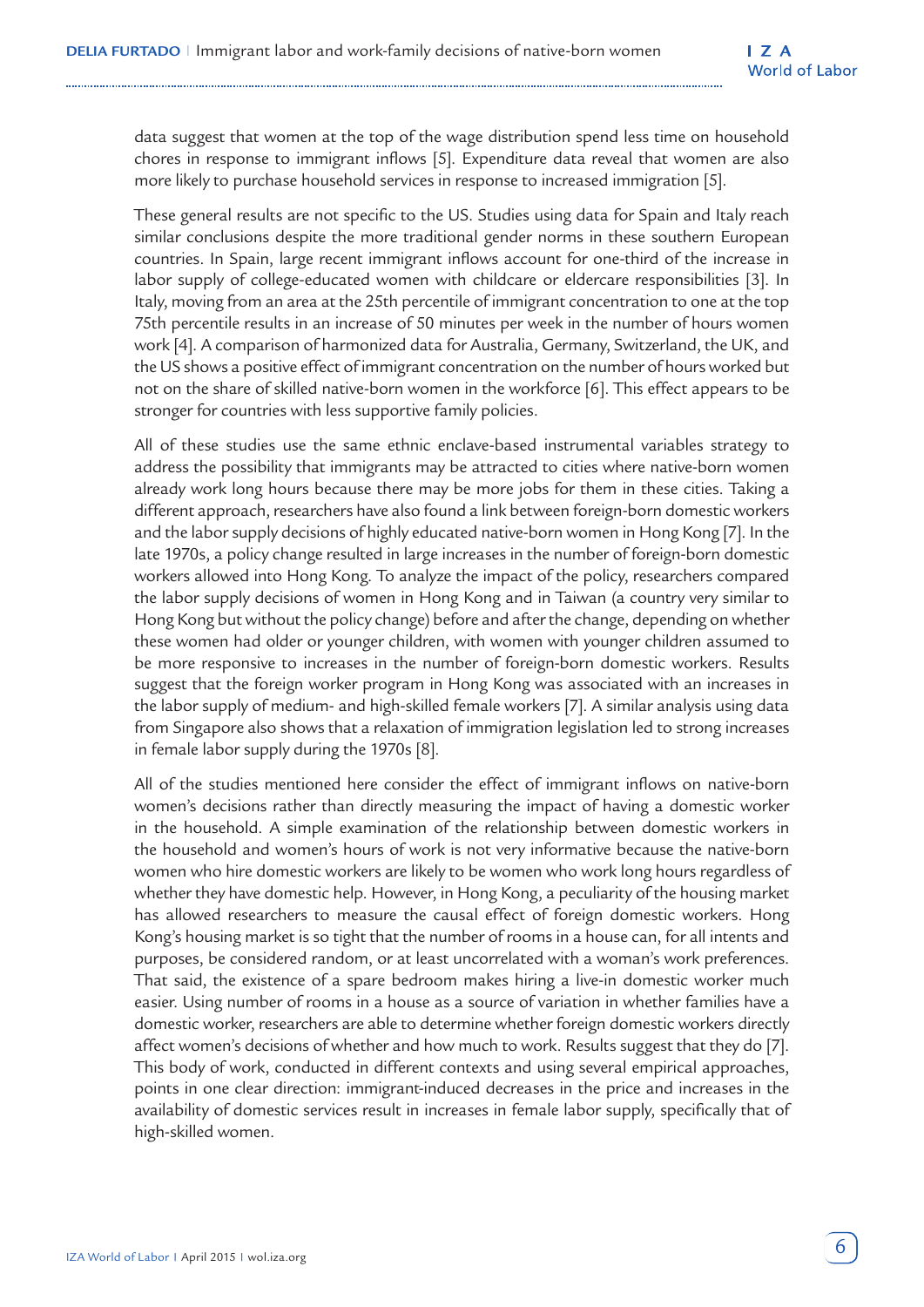data suggest that women at the top of the wage distribution spend less time on household chores in response to immigrant inflows [5]. Expenditure data reveal that women are also more likely to purchase household services in response to increased immigration [5].

These general results are not specific to the US. Studies using data for Spain and Italy reach similar conclusions despite the more traditional gender norms in these southern European countries. In Spain, large recent immigrant inflows account for one-third of the increase in labor supply of college-educated women with childcare or eldercare responsibilities [3]. In Italy, moving from an area at the 25th percentile of immigrant concentration to one at the top 75th percentile results in an increase of 50 minutes per week in the number of hours women work [4]. A comparison of harmonized data for Australia, Germany, Switzerland, the UK, and the US shows a positive effect of immigrant concentration on the number of hours worked but not on the share of skilled native-born women in the workforce [6]. This effect appears to be stronger for countries with less supportive family policies.

All of these studies use the same ethnic enclave-based instrumental variables strategy to address the possibility that immigrants may be attracted to cities where native-born women already work long hours because there may be more jobs for them in these cities. Taking a different approach, researchers have also found a link between foreign-born domestic workers and the labor supply decisions of highly educated native-born women in Hong Kong [7]. In the late 1970s, a policy change resulted in large increases in the number of foreign-born domestic workers allowed into Hong Kong. To analyze the impact of the policy, researchers compared the labor supply decisions of women in Hong Kong and in Taiwan (a country very similar to Hong Kong but without the policy change) before and after the change, depending on whether these women had older or younger children, with women with younger children assumed to be more responsive to increases in the number of foreign-born domestic workers. Results suggest that the foreign worker program in Hong Kong was associated with an increases in the labor supply of medium- and high-skilled female workers [7]. A similar analysis using data from Singapore also shows that a relaxation of immigration legislation led to strong increases in female labor supply during the 1970s [8].

All of the studies mentioned here consider the effect of immigrant inflows on native-born women's decisions rather than directly measuring the impact of having a domestic worker in the household. A simple examination of the relationship between domestic workers in the household and women's hours of work is not very informative because the native-born women who hire domestic workers are likely to be women who work long hours regardless of whether they have domestic help. However, in Hong Kong, a peculiarity of the housing market has allowed researchers to measure the causal effect of foreign domestic workers. Hong Kong's housing market is so tight that the number of rooms in a house can, for all intents and purposes, be considered random, or at least uncorrelated with a woman's work preferences. That said, the existence of a spare bedroom makes hiring a live-in domestic worker much easier. Using number of rooms in a house as a source of variation in whether families have a domestic worker, researchers are able to determine whether foreign domestic workers directly affect women's decisions of whether and how much to work. Results suggest that they do [7]. This body of work, conducted in different contexts and using several empirical approaches, points in one clear direction: immigrant-induced decreases in the price and increases in the availability of domestic services result in increases in female labor supply, specifically that of high-skilled women.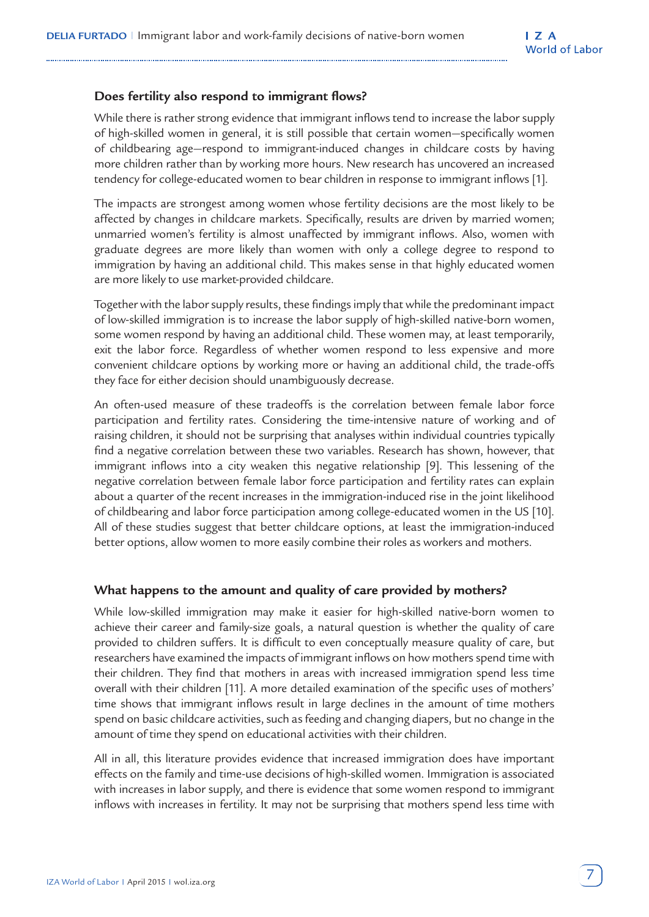### Does fertility also respond to immigrant flows?

While there is rather strong evidence that immigrant inflows tend to increase the labor supply of high-skilled women in general, it is still possible that certain women—specifically women of childbearing age—respond to immigrant-induced changes in childcare costs by having more children rather than by working more hours. New research has uncovered an increased tendency for college-educated women to bear children in response to immigrant inflows [1].

The impacts are strongest among women whose fertility decisions are the most likely to be affected by changes in childcare markets. Specifically, results are driven by married women; unmarried women's fertility is almost unaffected by immigrant inflows. Also, women with graduate degrees are more likely than women with only a college degree to respond to immigration by having an additional child. This makes sense in that highly educated women are more likely to use market-provided childcare.

Together with the labor supply results, these findings imply that while the predominant impact of low-skilled immigration is to increase the labor supply of high-skilled native-born women, some women respond by having an additional child. These women may, at least temporarily, exit the labor force. Regardless of whether women respond to less expensive and more convenient childcare options by working more or having an additional child, the trade-offs they face for either decision should unambiguously decrease.

An often-used measure of these tradeoffs is the correlation between female labor force participation and fertility rates. Considering the time-intensive nature of working and of raising children, it should not be surprising that analyses within individual countries typically find a negative correlation between these two variables. Research has shown, however, that immigrant inflows into a city weaken this negative relationship [9]. This lessening of the negative correlation between female labor force participation and fertility rates can explain about a quarter of the recent increases in the immigration-induced rise in the joint likelihood of childbearing and labor force participation among college-educated women in the US [10]. All of these studies suggest that better childcare options, at least the immigration-induced better options, allow women to more easily combine their roles as workers and mothers.

### What happens to the amount and quality of care provided by mothers?

While low-skilled immigration may make it easier for high-skilled native-born women to achieve their career and family-size goals, a natural question is whether the quality of care provided to children suffers. It is difficult to even conceptually measure quality of care, but researchers have examined the impacts of immigrant inflows on how mothers spend time with their children. They find that mothers in areas with increased immigration spend less time overall with their children [11]. A more detailed examination of the specific uses of mothers' time shows that immigrant inflows result in large declines in the amount of time mothers spend on basic childcare activities, such as feeding and changing diapers, but no change in the amount of time they spend on educational activities with their children.

All in all, this literature provides evidence that increased immigration does have important effects on the family and time-use decisions of high-skilled women. Immigration is associated with increases in labor supply, and there is evidence that some women respond to immigrant inflows with increases in fertility. It may not be surprising that mothers spend less time with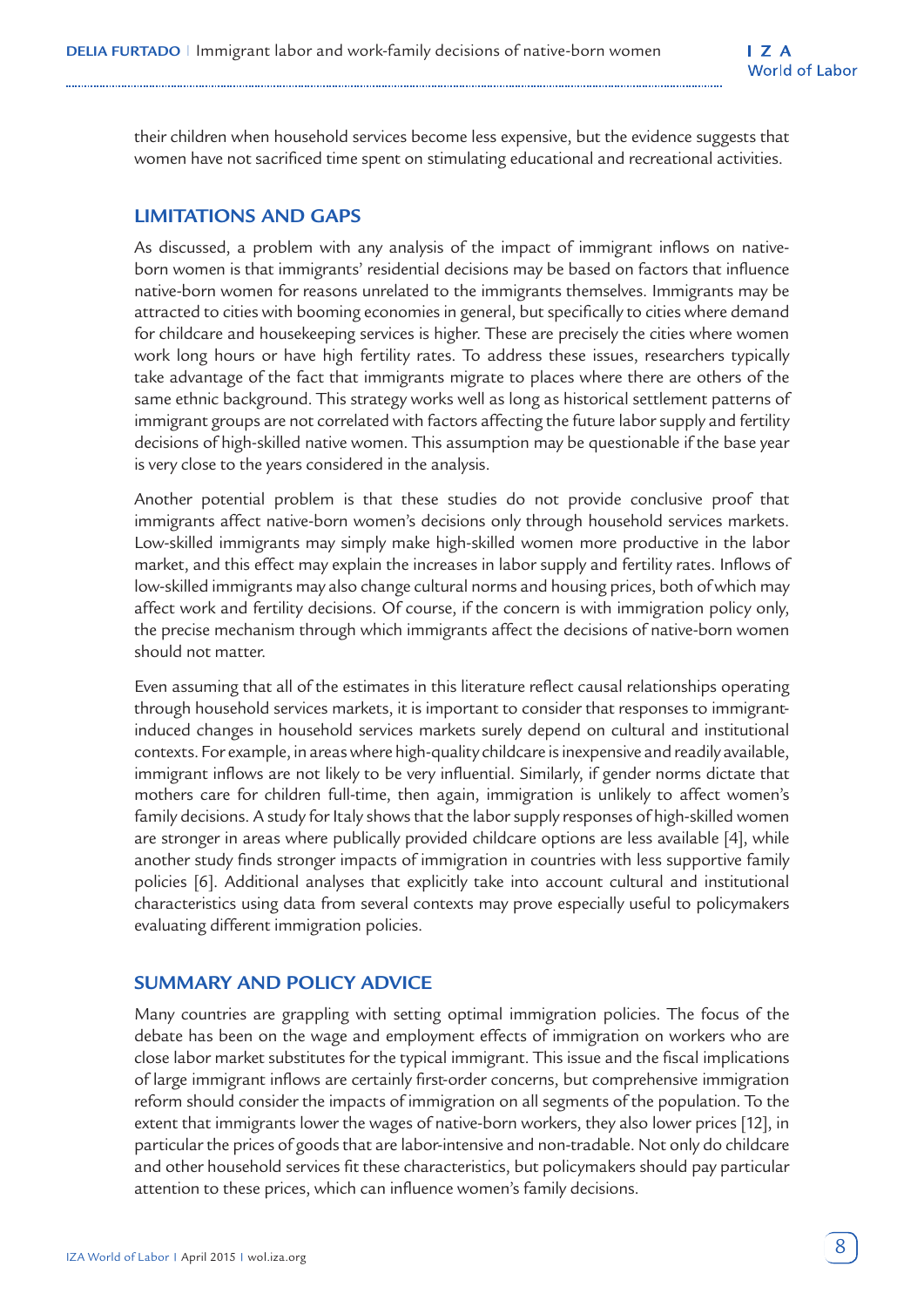their children when household services become less expensive, but the evidence suggests that women have not sacrificed time spent on stimulating educational and recreational activities.

## LIMITATIONS AND GAPS

As discussed, a problem with any analysis of the impact of immigrant inflows on native-born women is that immigrants' residential decisions may be based on factors that influence native-born women for reasons unrelated to the immigrants themselves. Immigrants may be attracted to cities with booming economies in general, but specifically to cities where demand for childcare and housekeeping services is higher. These are precisely the cities where women work long hours or have high fertility rates. To address these issues, researchers typically take advantage of the fact that immigrants migrate to places where there are others of the same ethnic background. This strategy works well as long as historical settlement patterns of immigrant groups are not correlated with factors affecting the future labor supply and fertility decisions of high-skilled native women. This assumption may be questionable if the base year is very close to the years considered in the analysis.

Another potential problem is that these studies do not provide conclusive proof that immigrants affect native-born women's decisions only through household services markets. Low-skilled immigrants may simply make high-skilled women more productive in the labor market, and this effect may explain the increases in labor supply and fertility rates. Inflows of low-skilled immigrants may also change cultural norms and housing prices, both of which may affect work and fertility decisions. Of course, if the concern is with immigration policy only, the precise mechanism through which immigrants affect the decisions of native-born women should not matter.

Even assuming that all of the estimates in this literature reflect causal relationships operating through household services markets, it is important to consider that responses to immigrant-induced changes in household services markets surely depend on cultural and institutional contexts. For example, in areas where high-quality childcare is inexpensive and readily available, immigrant inflows are not likely to be very influential. Similarly, if gender norms dictate that mothers care for children full-time, then again, immigration is unlikely to affect women's family decisions. A study for Italy shows that the labor supply responses of high-skilled women are stronger in areas where publically provided childcare options are less available [4], while another study finds stronger impacts of immigration in countries with less supportive family policies [6]. Additional analyses that explicitly take into account cultural and institutional characteristics using data from several contexts may prove especially useful to policymakers evaluating different immigration policies.

## SUMMARY AND POLICY ADVICE

Many countries are grappling with setting optimal immigration policies. The focus of the debate has been on the wage and employment effects of immigration on workers who are close labor market substitutes for the typical immigrant. This issue and the fiscal implications of large immigrant inflows are certainly first-order concerns, but comprehensive immigration reform should consider the impacts of immigration on all segments of the population. To the extent that immigrants lower the wages of native-born workers, they also lower prices [12], in particular the prices of goods that are labor-intensive and non-tradable. Not only do childcare and other household services fit these characteristics, but policymakers should pay particular attention to these prices, which can influence women's family decisions.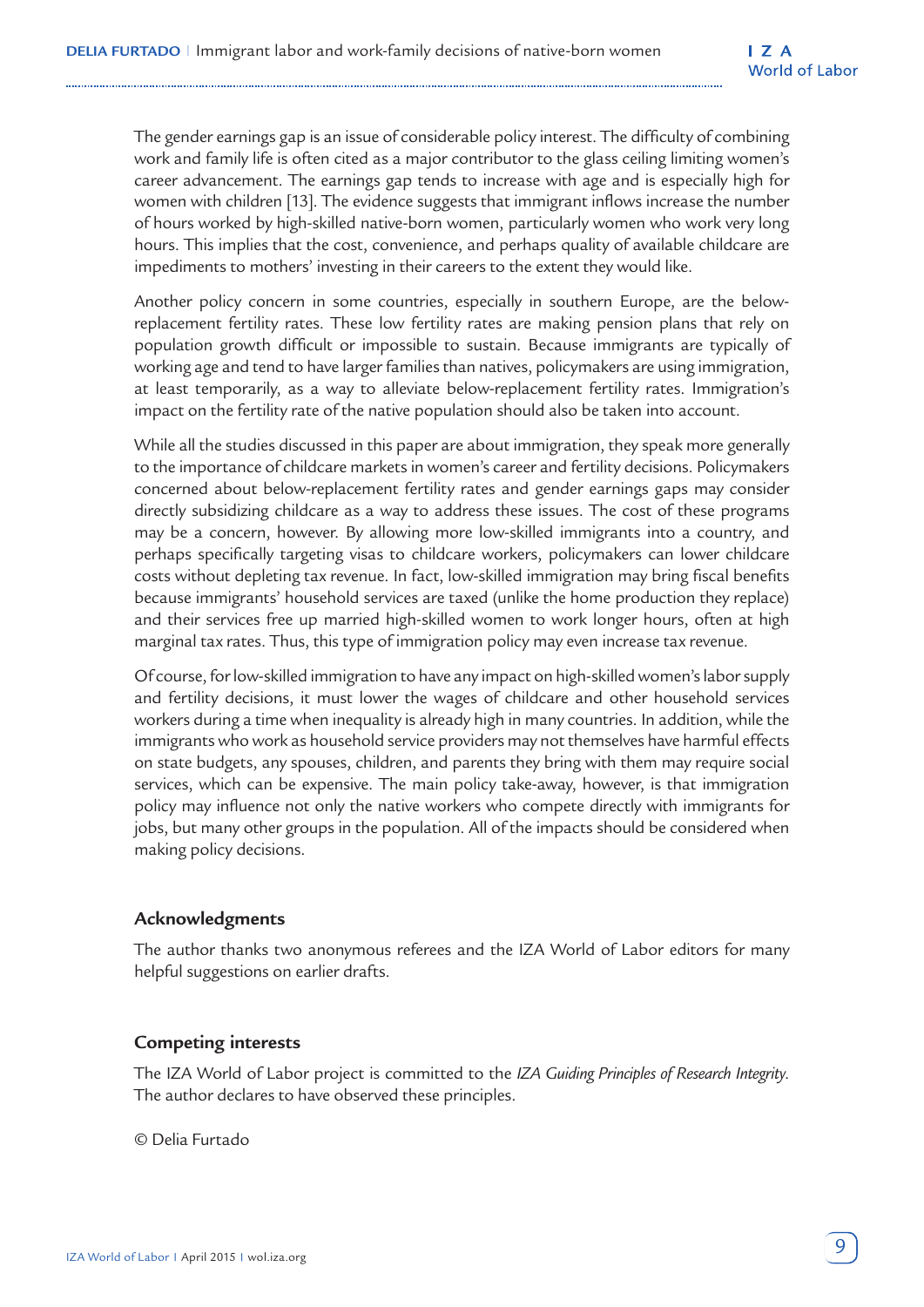The gender earnings gap is an issue of considerable policy interest. The difficulty of combining work and family life is often cited as a major contributor to the glass ceiling limiting women's career advancement. The earnings gap tends to increase with age and is especially high for women with children [13]. The evidence suggests that immigrant inflows increase the number of hours worked by high-skilled native-born women, particularly women who work very long hours. This implies that the cost, convenience, and perhaps quality of available childcare are impediments to mothers' investing in their careers to the extent they would like.

Another policy concern in some countries, especially in southern Europe, are the below-replacement fertility rates. These low fertility rates are making pension plans that rely on population growth difficult or impossible to sustain. Because immigrants are typically of working age and tend to have larger families than natives, policymakers are using immigration, at least temporarily, as a way to alleviate below-replacement fertility rates. Immigration's impact on the fertility rate of the native population should also be taken into account.

While all the studies discussed in this paper are about immigration, they speak more generally to the importance of childcare markets in women's career and fertility decisions. Policymakers concerned about below-replacement fertility rates and gender earnings gaps may consider directly subsidizing childcare as a way to address these issues. The cost of these programs may be a concern, however. By allowing more low-skilled immigrants into a country, and perhaps specifically targeting visas to childcare workers, policymakers can lower childcare costs without depleting tax revenue. In fact, low-skilled immigration may bring fiscal benefits because immigrants' household services are taxed (unlike the home production they replace) and their services free up married high-skilled women to work longer hours, often at high marginal tax rates. Thus, this type of immigration policy may even increase tax revenue.

Of course, for low-skilled immigration to have any impact on high-skilled women's labor supply and fertility decisions, it must lower the wages of childcare and other household services workers during a time when inequality is already high in many countries. In addition, while the immigrants who work as household service providers may not themselves have harmful effects on state budgets, any spouses, children, and parents they bring with them may require social services, which can be expensive. The main policy take-away, however, is that immigration policy may influence not only the native workers who compete directly with immigrants for jobs, but many other groups in the population. All of the impacts should be considered when making policy decisions.

## Acknowledgments

The author thanks two anonymous referees and the IZA World of Labor editors for many helpful suggestions on earlier drafts.

## Competing interests

The IZA World of Labor project is committed to the *IZA Guiding Principles of Research Integrity*. The author declares to have observed these principles.

© Delia Furtado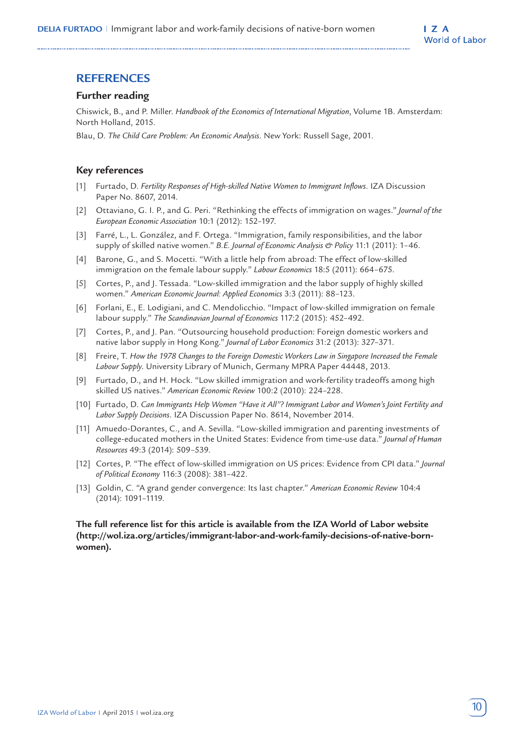## REFERENCES

### Further reading

Chiswick, B., and P. Miller. *Handbook of the Economics of International Migration*, Volume 1B. Amsterdam: North Holland, 2015.

Blau, D. *The Child Care Problem: An Economic Analysis*. New York: Russell Sage, 2001.

### Key references

[1] Furtado, D. *Fertility Responses of High-skilled Native Women to Immigrant Inflows*. IZA Discussion Paper No. 8607, 2014.

[2] Ottaviano, G. I. P., and G. Peri. "Rethinking the effects of immigration on wages." *Journal of the European Economic Association* 10:1 (2012): 152–197.

[3] Farré, L., L. González, and F. Ortega. "Immigration, family responsibilities, and the labor supply of skilled native women." *B.E. Journal of Economic Analysis & Policy* 11:1 (2011): 1–46.

[4] Barone, G., and S. Mocetti. "With a little help from abroad: The effect of low-skilled immigration on the female labour supply." *Labour Economics* 18:5 (2011): 664–675.

[5] Cortes, P., and J. Tessada. "Low-skilled immigration and the labor supply of highly skilled women." *American Economic Journal: Applied Economics* 3:3 (2011): 88–123.

[6] Forlani, E., E. Lodigiani, and C. Mendolicchio. "Impact of low-skilled immigration on female labour supply." *The Scandinavian Journal of Economics* 117:2 (2015): 452–492.

[7] Cortes, P., and J. Pan. "Outsourcing household production: Foreign domestic workers and native labor supply in Hong Kong." *Journal of Labor Economics* 31:2 (2013): 327–371.

[8] Freire, T. *How the 1978 Changes to the Foreign Domestic Workers Law in Singapore Increased the Female Labour Supply*. University Library of Munich, Germany MPRA Paper 44448, 2013.

[9] Furtado, D., and H. Hock. "Low skilled immigration and work-fertility tradeoffs among high skilled US natives." *American Economic Review* 100:2 (2010): 224–228.

[10] Furtado, D. *Can Immigrants Help Women "Have it All"? Immigrant Labor and Women's Joint Fertility and Labor Supply Decisions*. IZA Discussion Paper No. 8614, November 2014.

[11] Amuedo-Dorantes, C., and A. Sevilla. "Low-skilled immigration and parenting investments of college-educated mothers in the United States: Evidence from time-use data." *Journal of Human Resources* 49:3 (2014): 509–539.

[12] Cortes, P. "The effect of low-skilled immigration on US prices: Evidence from CPI data." *Journal of Political Economy* 116:3 (2008): 381–422.

[13] Goldin, C. "A grand gender convergence: Its last chapter." *American Economic Review* 104:4 (2014): 1091–1119.

**The full reference list for this article is available from the IZA World of Labor website (http://wol.iza.org/articles/immigrant-labor-and-work-family-decisions-of-native-born-women).**